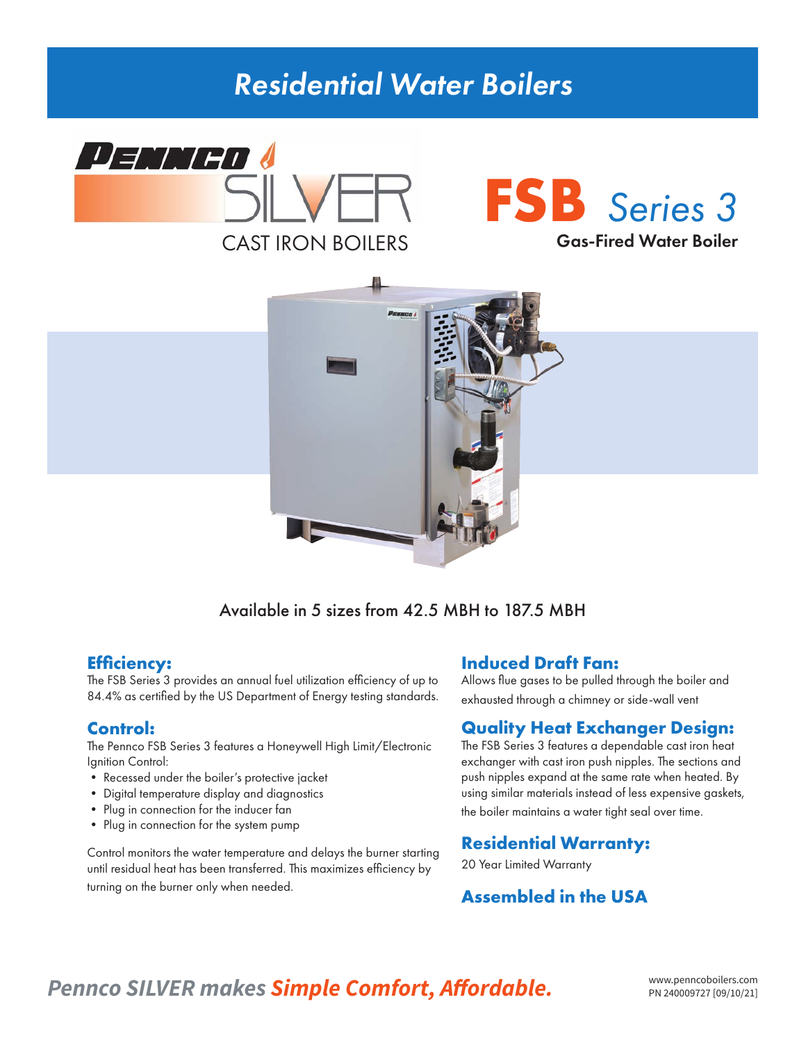# Residential Water Boilers

PENNCO SILVER

CAST IRON BOILERS

## FSB Series 3

**Gas-Fired Water Boiler**

Available in 5 sizes from 42.5 MBH to 187.5 MBH

### Efficiency:

The FSB Series 3 provides an annual fuel utilization efficiency of up to 84.4% as certified by the US Department of Energy testing standards.

### Control:

The Pennco FSB Series 3 features a Honeywell High Limit/Electronic Ignition Control:

- Recessed under the boiler's protective jacket
- Digital temperature display and diagnostics
- Plug in connection for the inducer fan
- Plug in connection for the system pump

Control monitors the water temperature and delays the burner starting until residual heat has been transferred. This maximizes efficiency by turning on the burner only when needed.

### Induced Draft Fan:

Allows flue gases to be pulled through the boiler and exhausted through a chimney or side-wall vent

### Quality Heat Exchanger Design:

The FSB Series 3 features a dependable cast iron heat exchanger with cast iron push nipples. The sections and push nipples expand at the same rate when heated. By using similar materials instead of less expensive gaskets, the boiler maintains a water tight seal over time.

### Residential Warranty:

20 Year Limited Warranty

### Assembled in the USA

*Pennco SILVER makes **Simple Comfort, Affordable.***

www.penncoboilers.com
PN 240009727 [09/10/21]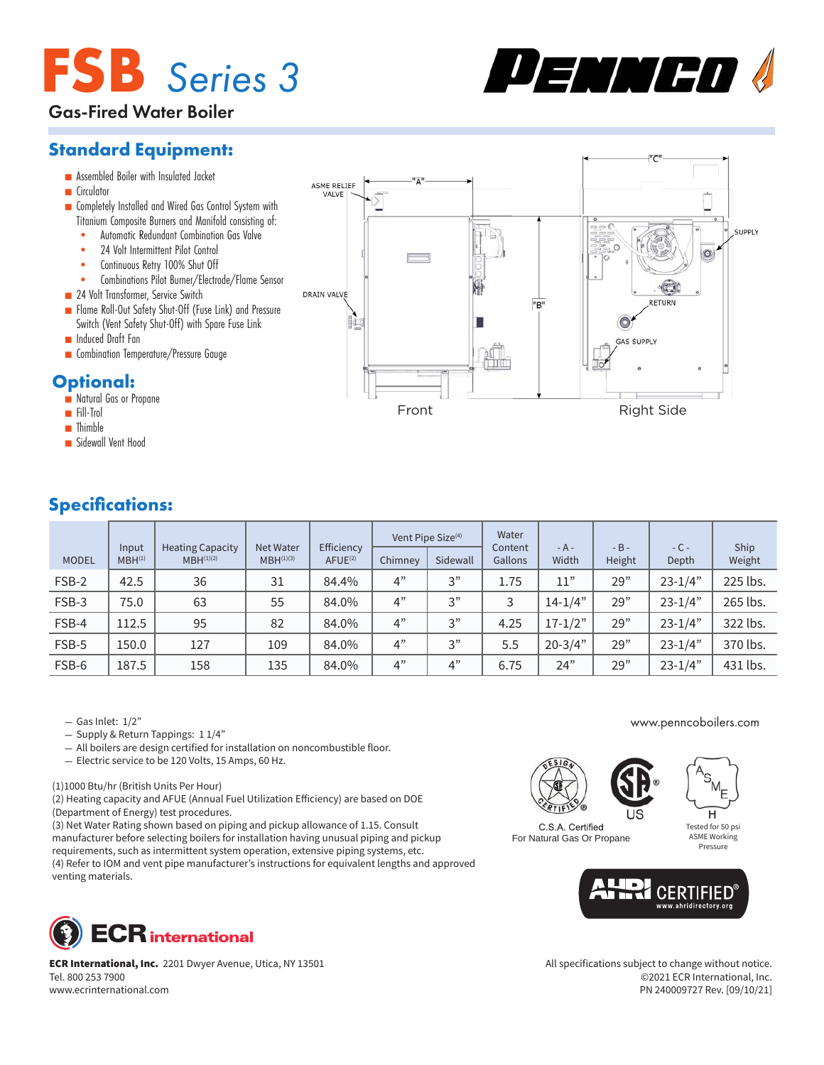# FSB *Series 3*

PENNCO

## Gas-Fired Water Boiler

## Standard Equipment:

- Assembled Boiler with Insulated Jacket
- Circulator
- Completely Installed and Wired Gas Control System with Titanium Composite Burners and Manifold consisting of:
  - Automatic Redundant Combination Gas Valve
  - 24 Volt Intermittent Pilot Control
  - Continuous Retry 100% Shut Off
  - Combinations Pilot Burner/Electrode/Flame Sensor
- 24 Volt Transformer, Service Switch
- Flame Roll-Out Safety Shut-Off (Fuse Link) and Pressure Switch (Vent Safety Shut-Off) with Spare Fuse Link
- Induced Draft Fan
- Combination Temperature/Pressure Gauge

## Optional:

- Natural Gas or Propane
- Fill-Trol
- Thimble
- Sidewall Vent Hood

ASME RELIEF VALVE
"A"
DRAIN VALVE
"B"
"C"
SUPPLY
RETURN
GAS SUPPLY

Front

Right Side

## Specifications:

| MODEL | Input MBH[1] | Heating Capacity MBH[1][2] | Net Water MBH[1][3] | Efficiency AFUE[2] | Vent Pipe Size[4] | | Water Content Gallons | - A - Width | - B - Height | - C - Depth | Ship Weight |
|---|---|---|---|---|---|---|---|---|---|---|---|
| | | | | | Chimney | Sidewall | | | | | |
| FSB-2 | 42.5 | 36 | 31 | 84.4% | 4" | 3" | 1.75 | 11" | 29" | 23-1/4" | 225 lbs. |
| FSB-3 | 75.0 | 63 | 55 | 84.0% | 4" | 3" | 3 | 14-1/4" | 29" | 23-1/4" | 265 lbs. |
| FSB-4 | 112.5 | 95 | 82 | 84.0% | 4" | 3" | 4.25 | 17-1/2" | 29" | 23-1/4" | 322 lbs. |
| FSB-5 | 150.0 | 127 | 109 | 84.0% | 4" | 3" | 5.5 | 20-3/4" | 29" | 23-1/4" | 370 lbs. |
| FSB-6 | 187.5 | 158 | 135 | 84.0% | 4" | 4" | 6.75 | 24" | 29" | 23-1/4" | 431 lbs. |

- Gas Inlet: 1/2"
- Supply & Return Tappings: 1 1/4"
- All boilers are design certified for installation on noncombustible floor.
- Electric service to be 120 Volts, 15 Amps, 60 Hz.

(1)1000 Btu/hr (British Units Per Hour)
(2) Heating capacity and AFUE (Annual Fuel Utilization Efficiency) are based on DOE (Department of Energy) test procedures.
(3) Net Water Rating shown based on piping and pickup allowance of 1.15. Consult manufacturer before selecting boilers for installation having unusual piping and pickup requirements, such as intermittent system operation, extensive piping systems, etc.
(4) Refer to IOM and vent pipe manufacturer's instructions for equivalent lengths and approved venting materials.

www.penncoboilers.com

C.S.A. Certified
For Natural Gas Or Propane

Tested for 50 psi ASME Working Pressure

AHRI CERTIFIED®
www.ahridirectory.org

ECR international

**ECR International, Inc.** 2201 Dwyer Avenue, Utica, NY 13501
Tel. 800 253 7900
www.ecrinternational.com

All specifications subject to change without notice.
©2021 ECR International, Inc.
PN 240009727 Rev. [09/10/21]